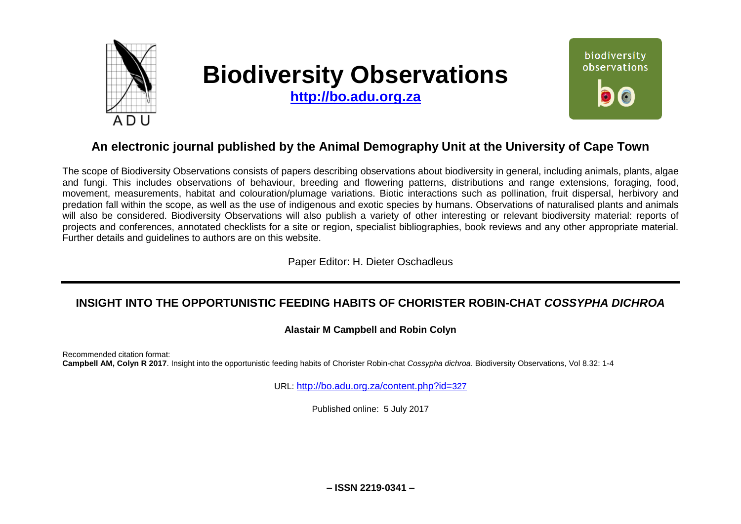# Biodiversity Observations

**http://bo.adu.org.za**

## An electronic journal published by the Animal Demography Unit at the University of Cape Town

The scope of Biodiversity Observations consists of papers describing observations about biodiversity in general, including animals, plants, algae and fungi. This includes observations of behaviour, breeding and flowering patterns, distributions and range extensions, foraging, food, movement, measurements, habitat and colouration/plumage variations. Biotic interactions such as pollination, fruit dispersal, herbivory and predation fall within the scope, as well as the use of indigenous and exotic species by humans. Observations of naturalised plants and animals will also be considered. Biodiversity Observations will also publish a variety of other interesting or relevant biodiversity material: reports of projects and conferences, annotated checklists for a site or region, specialist bibliographies, book reviews and any other appropriate material. Further details and guidelines to authors are on this website.

Paper Editor: H. Dieter Oschadleus

---

## INSIGHT INTO THE OPPORTUNISTIC FEEDING HABITS OF CHORISTER ROBIN-CHAT *COSSYPHA DICHROA*

**Alastair M Campbell and Robin Colyn**

Recommended citation format:
**Campbell AM, Colyn R 2017**. Insight into the opportunistic feeding habits of Chorister Robin-chat *Cossypha dichroa*. Biodiversity Observations, Vol 8.32: 1-4

URL: http://bo.adu.org.za/content.php?id=327

Published online: 5 July 2017

**– ISSN 2219-0341 –**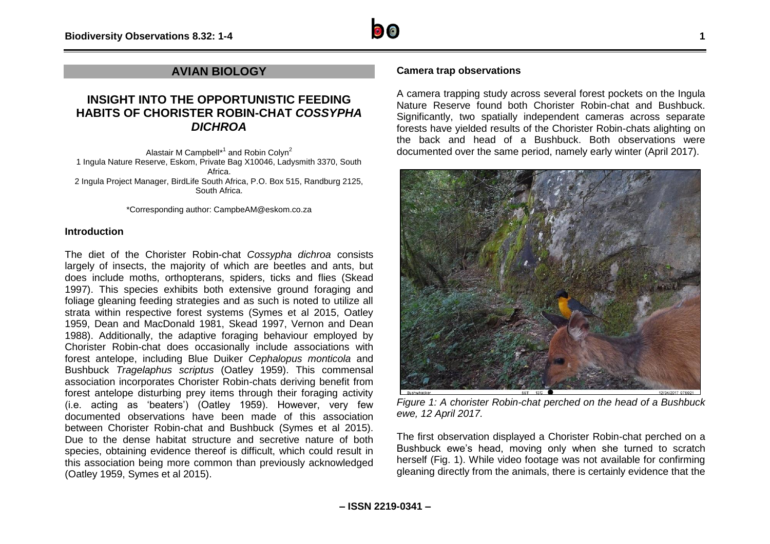## AVIAN BIOLOGY

# INSIGHT INTO THE OPPORTUNISTIC FEEDING HABITS OF CHORISTER ROBIN-CHAT *COSSYPHA DICHROA*

Alastair M Campbell*[1] and Robin Colyn[2]

1 Ingula Nature Reserve, Eskom, Private Bag X10046, Ladysmith 3370, South Africa.

2 Ingula Project Manager, BirdLife South Africa, P.O. Box 515, Randburg 2125, South Africa.

*Corresponding author: CampbeAM@eskom.co.za

### Introduction

The diet of the Chorister Robin-chat *Cossypha dichroa* consists largely of insects, the majority of which are beetles and ants, but does include moths, orthopterans, spiders, ticks and flies (Skead 1997). This species exhibits both extensive ground foraging and foliage gleaning feeding strategies and as such is noted to utilize all strata within respective forest systems (Symes et al 2015, Oatley 1959, Dean and MacDonald 1981, Skead 1997, Vernon and Dean 1988). Additionally, the adaptive foraging behaviour employed by Chorister Robin-chat does occasionally include associations with forest antelope, including Blue Duiker *Cephalopus monticola* and Bushbuck *Tragelaphus scriptus* (Oatley 1959). This commensal association incorporates Chorister Robin-chats deriving benefit from forest antelope disturbing prey items through their foraging activity (i.e. acting as 'beaters') (Oatley 1959). However, very few documented observations have been made of this association between Chorister Robin-chat and Bushbuck (Symes et al 2015). Due to the dense habitat structure and secretive nature of both species, obtaining evidence thereof is difficult, which could result in this association being more common than previously acknowledged (Oatley 1959, Symes et al 2015).

### Camera trap observations

A camera trapping study across several forest pockets on the Ingula Nature Reserve found both Chorister Robin-chat and Bushbuck. Significantly, two spatially independent cameras across separate forests have yielded results of the Chorister Robin-chats alighting on the back and head of a Bushbuck. Both observations were documented over the same period, namely early winter (April 2017).

*Figure 1: A chorister Robin-chat perched on the head of a Bushbuck ewe, 12 April 2017.*

The first observation displayed a Chorister Robin-chat perched on a Bushbuck ewe's head, moving only when she turned to scratch herself (Fig. 1). While video footage was not available for confirming gleaning directly from the animals, there is certainly evidence that the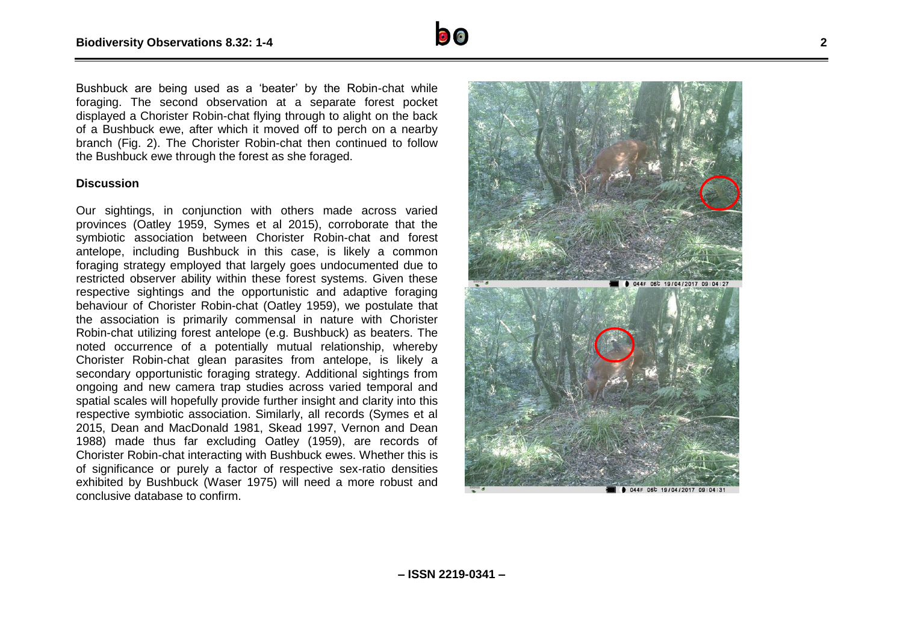Bushbuck are being used as a 'beater' by the Robin-chat while foraging. The second observation at a separate forest pocket displayed a Chorister Robin-chat flying through to alight on the back of a Bushbuck ewe, after which it moved off to perch on a nearby branch (Fig. 2). The Chorister Robin-chat then continued to follow the Bushbuck ewe through the forest as she foraged.

## Discussion

Our sightings, in conjunction with others made across varied provinces (Oatley 1959, Symes et al 2015), corroborate that the symbiotic association between Chorister Robin-chat and forest antelope, including Bushbuck in this case, is likely a common foraging strategy employed that largely goes undocumented due to restricted observer ability within these forest systems. Given these respective sightings and the opportunistic and adaptive foraging behaviour of Chorister Robin-chat (Oatley 1959), we postulate that the association is primarily commensal in nature with Chorister Robin-chat utilizing forest antelope (e.g. Bushbuck) as beaters. The noted occurrence of a potentially mutual relationship, whereby Chorister Robin-chat glean parasites from antelope, is likely a secondary opportunistic foraging strategy. Additional sightings from ongoing and new camera trap studies across varied temporal and spatial scales will hopefully provide further insight and clarity into this respective symbiotic association. Similarly, all records (Symes et al 2015, Dean and MacDonald 1981, Skead 1997, Vernon and Dean 1988) made thus far excluding Oatley (1959), are records of Chorister Robin-chat interacting with Bushbuck ewes. Whether this is of significance or purely a factor of respective sex-ratio densities exhibited by Bushbuck (Waser 1975) will need a more robust and conclusive database to confirm.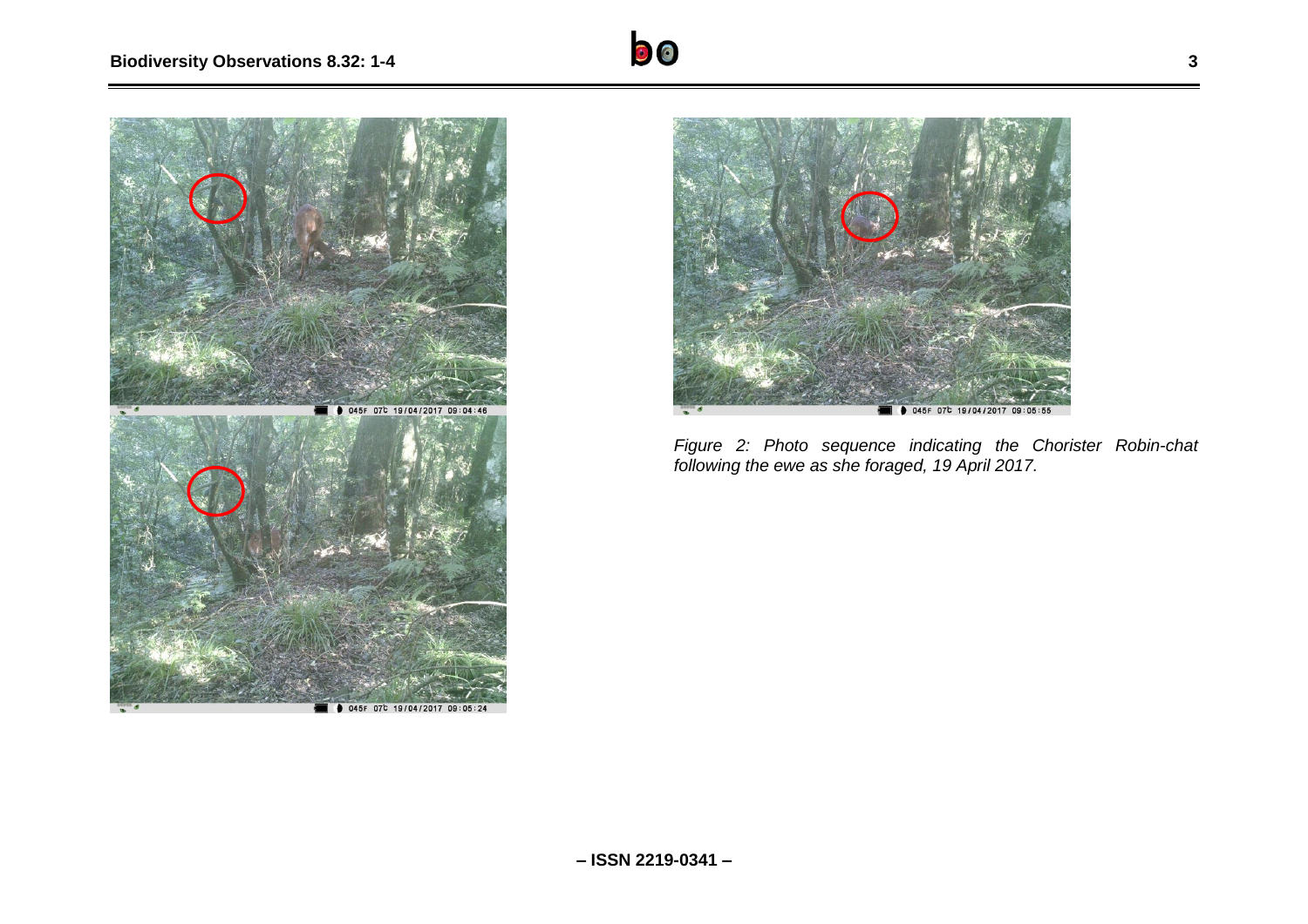*Figure 2: Photo sequence indicating the Chorister Robin-chat following the ewe as she foraged, 19 April 2017.*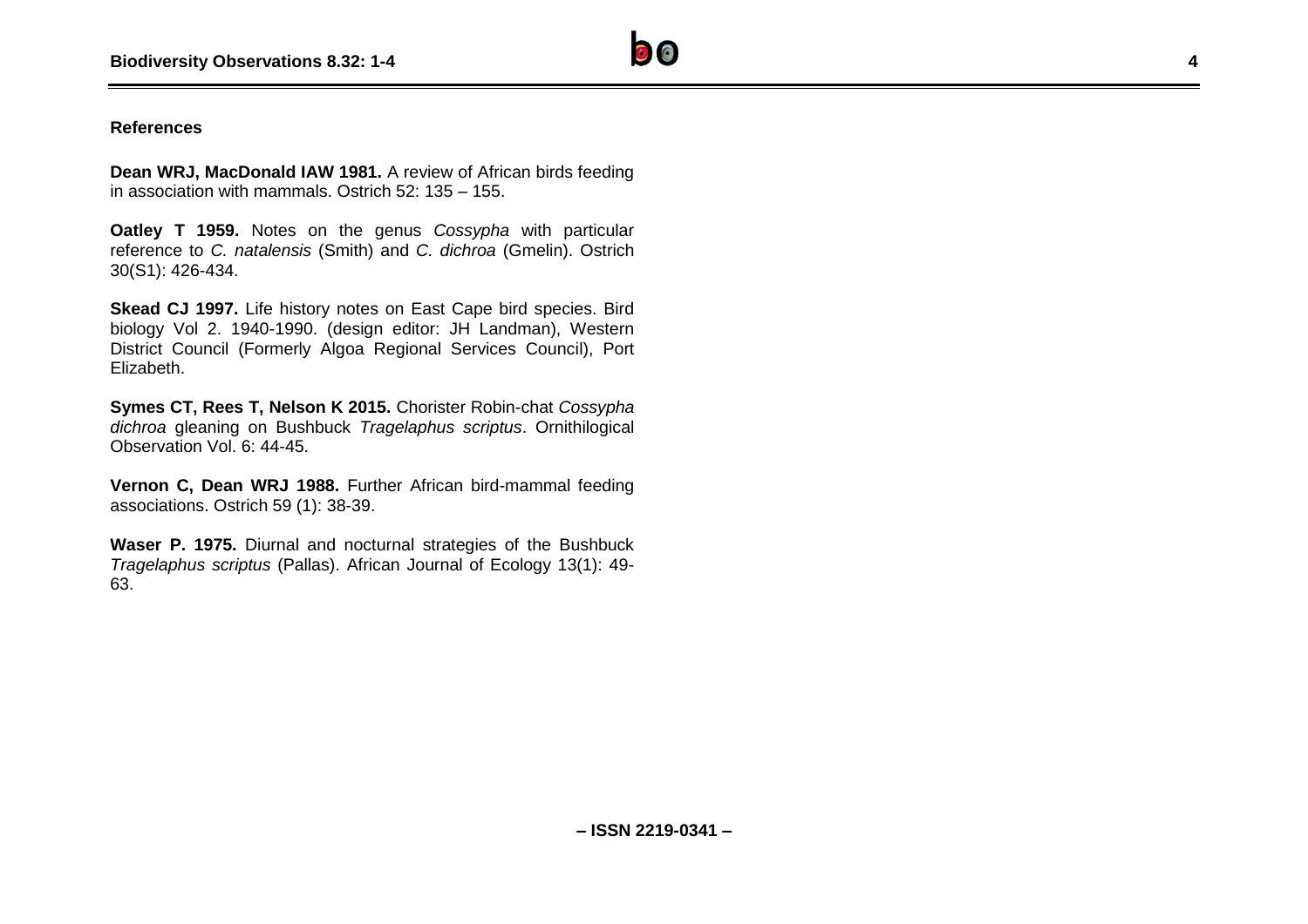## References

**Dean WRJ, MacDonald IAW 1981.** A review of African birds feeding in association with mammals. Ostrich 52: 135 – 155.

**Oatley T 1959.** Notes on the genus *Cossypha* with particular reference to *C. natalensis* (Smith) and *C. dichroa* (Gmelin). Ostrich 30(S1): 426-434.

**Skead CJ 1997.** Life history notes on East Cape bird species. Bird biology Vol 2. 1940-1990. (design editor: JH Landman), Western District Council (Formerly Algoa Regional Services Council), Port Elizabeth.

**Symes CT, Rees T, Nelson K 2015.** Chorister Robin-chat *Cossypha dichroa* gleaning on Bushbuck *Tragelaphus scriptus*. Ornithilogical Observation Vol. 6: 44-45.

**Vernon C, Dean WRJ 1988.** Further African bird-mammal feeding associations. Ostrich 59 (1): 38-39.

**Waser P. 1975.** Diurnal and nocturnal strategies of the Bushbuck *Tragelaphus scriptus* (Pallas). African Journal of Ecology 13(1): 49-63.